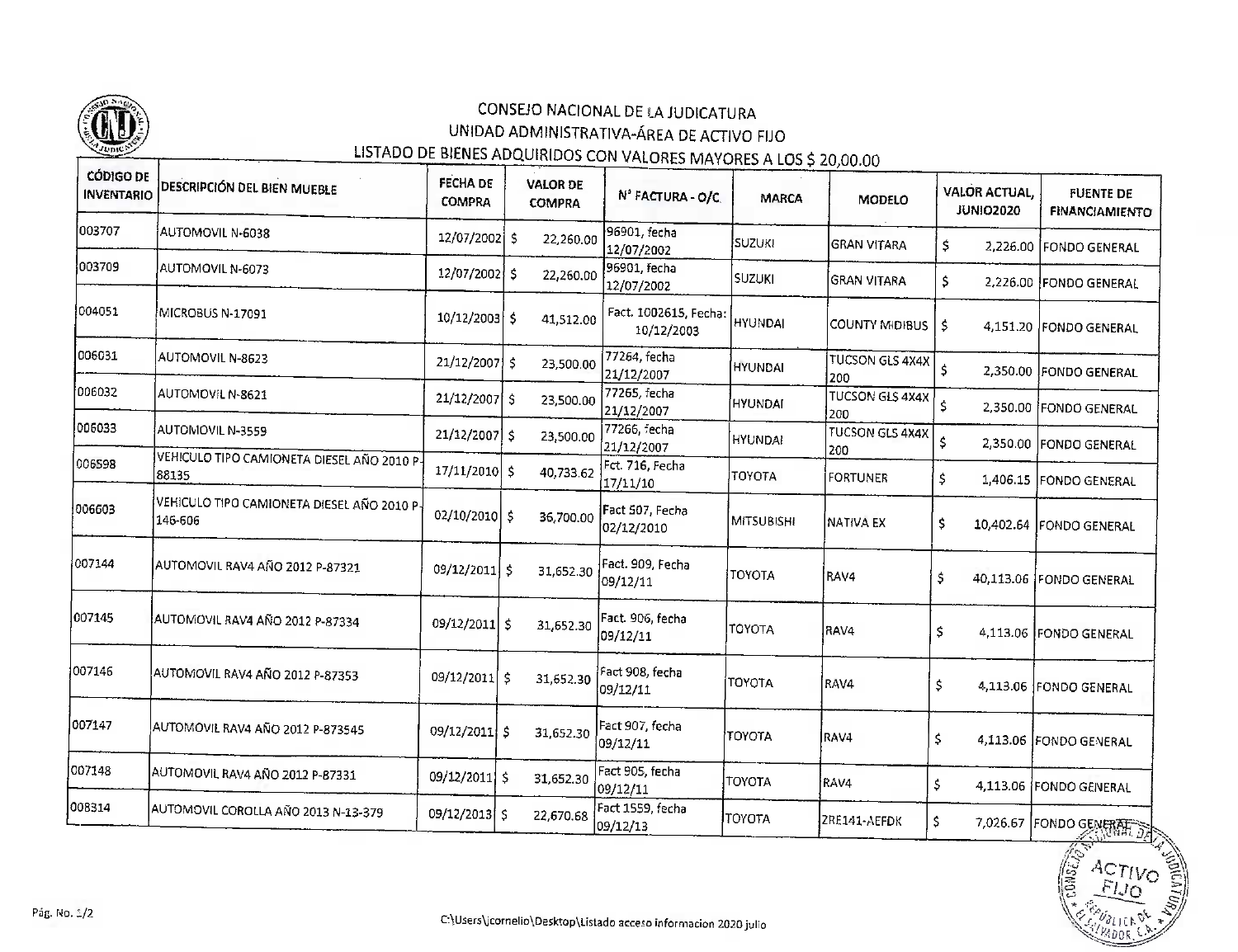# CONSEJO NACIONAL DE LA JUDICATURA

## UNIDAD ADMINISTRATIVA-ÁREA DE ACTIVO FIJO

### LISTADO DE BIENES ADQUIRIDOS CON VALORES MAYORES A LOS $ 20,00.00

| CÓDIGO DE INVENTARIO | DESCRIPCIÓN DEL BIEN MUEBLE | FECHA DE COMPRA | VALOR DE COMPRA | N° FACTURA - O/C | MARCA | MODELO | VALOR ACTUAL, JUNIO2020 | FUENTE DE FINANCIAMIENTO |
|---|---|---|---|---|---|---|---|---|
| 003707 | AUTOMOVIL N-6038 | 12/07/2002 | $ 22,260.00 | 96901, fecha 12/07/2002 | SUZUKI | GRAN VITARA | $ 2,226.00 | FONDO GENERAL |
| 003709 | AUTOMOVIL N-6073 | 12/07/2002 | $ 22,260.00 | 96901, fecha 12/07/2002 | SUZUKI | GRAN VITARA | $ 2,226.00 | FONDO GENERAL |
| 004051 | MICROBUS N-17091 | 10/12/2003 | $ 41,512.00 | Fact. 1002615, Fecha: 10/12/2003 | HYUNDAI | COUNTY MIDIBUS | $ 4,151.20 | FONDO GENERAL |
| 006031 | AUTOMOVIL N-8623 | 21/12/2007 | $ 23,500.00 | 77264, fecha 21/12/2007 | HYUNDAI | TUCSON GLS 4X4X 200 | $ 2,350.00 | FONDO GENERAL |
| 006032 | AUTOMOVIL N-8621 | 21/12/2007 | $ 23,500.00 | 77265, fecha 21/12/2007 | HYUNDAI | TUCSON GLS 4X4X 200 | $ 2,350.00 | FONDO GENERAL |
| 006033 | AUTOMOVIL N-3559 | 21/12/2007 | $ 23,500.00 | 77266, fecha 21/12/2007 | HYUNDAI | TUCSON GLS 4X4X 200 | $ 2,350.00 | FONDO GENERAL |
| 006598 | VEHICULO TIPO CAMIONETA DIESEL AÑO 2010 P-88135 | 17/11/2010 | $ 40,733.62 | Fct. 716, Fecha 17/11/10 | TOYOTA | FORTUNER | $ 1,406.15 | FONDO GENERAL |
| 006603 | VEHICULO TIPO CAMIONETA DIESEL AÑO 2010 P-146-606 | 02/10/2010 | $ 36,700.00 | Fact 507, Fecha 02/12/2010 | MITSUBISHI | NATIVA EX | $ 10,402.64 | FONDO GENERAL |
| 007144 | AUTOMOVIL RAV4 AÑO 2012 P-87321 | 09/12/2011 | $ 31,652.30 | Fact. 909, Fecha 09/12/11 | TOYOTA | RAV4 | $ 40,113.06 | FONDO GENERAL |
| 007145 | AUTOMOVIL RAV4 AÑO 2012 P-87334 | 09/12/2011 | $ 31,652.30 | Fact. 906, fecha 09/12/11 | TOYOTA | RAV4 | $ 4,113.06 | FONDO GENERAL |
| 007146 | AUTOMOVIL RAV4 AÑO 2012 P-87353 | 09/12/2011 | $ 31,652.30 | Fact 908, fecha 09/12/11 | TOYOTA | RAV4 | $ 4,113.06 | FONDO GENERAL |
| 007147 | AUTOMOVIL RAV4 AÑO 2012 P-873545 | 09/12/2011 | $ 31,652.30 | Fact 907, fecha 09/12/11 | TOYOTA | RAV4 | $ 4,113.06 | FONDO GENERAL |
| 007148 | AUTOMOVIL RAV4 AÑO 2012 P-87331 | 09/12/2011 | $ 31,652.30 | Fact 905, fecha 09/12/11 | TOYOTA | RAV4 | $ 4,113.06 | FONDO GENERAL |
| 008314 | AUTOMOVIL COROLLA AÑO 2013 N-13-379 | 09/12/2013 | $ 22,670.68 | Fact 1559, fecha 09/12/13 | TOYOTA | ZRE141-AEFDK | $ 7,026.67 | FONDO GENERAL |

C:\Users\jcornelio\Desktop\Listado acceso informacion 2020 julio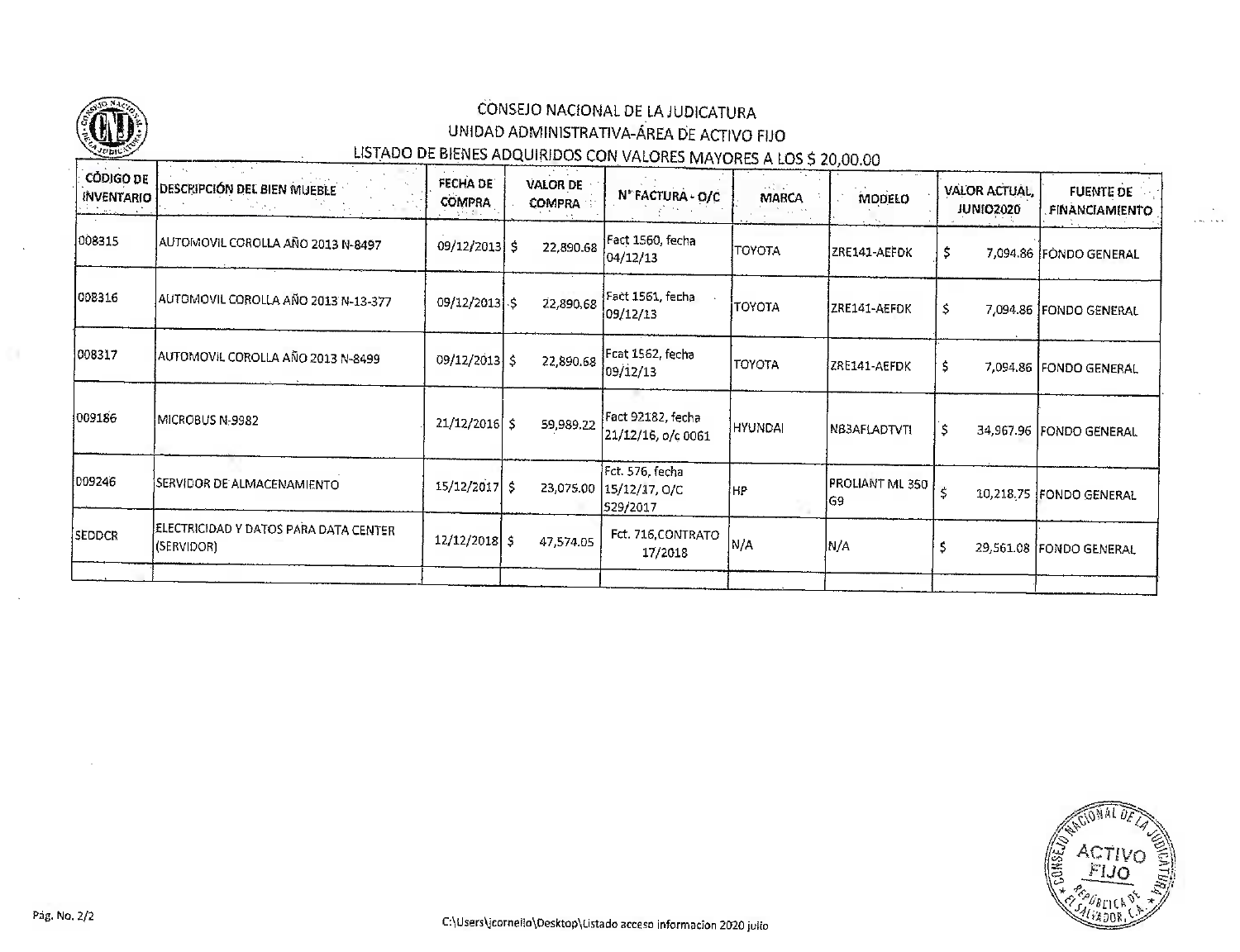# CONSEJO NACIONAL DE LA JUDICATURA
## UNIDAD ADMINISTRATIVA-ÁREA DE ACTIVO FIJO
### LISTADO DE BIENES ADQUIRIDOS CON VALORES MAYORES A LOS $ 20,00.00

| CÓDIGO DE INVENTARIO | DESCRIPCIÓN DEL BIEN MUEBLE | FECHA DE COMPRA | VALOR DE COMPRA | N° FACTURA - O/C | MARCA | MODELO | VALOR ACTUAL, JUNIO2020 | FUENTE DE FINANCIAMIENTO |
|---|---|---|---|---|---|---|---|---|
| 008315 | AUTOMOVIL COROLLA AÑO 2013 N-8497 | 09/12/2013 | $ 22,890.68 | Fact 1560, fecha 04/12/13 | TOYOTA | ZRE141-AEFDK | $ 7,094.86 | FONDO GENERAL |
| 008316 | AUTOMOVIL COROLLA AÑO 2013 N-13-377 | 09/12/2013 | $ 22,890.68 | Fact 1561, fecha 09/12/13 | TOYOTA | ZRE141-AEFDK | $ 7,094.86 | FONDO GENERAL |
| 008317 | AUTOMOVIL COROLLA AÑO 2013 N-8499 | 09/12/2013 | $ 22,890.68 | Fcat 1562, fecha 09/12/13 | TOYOTA | ZRE141-AEFDK | $ 7,094.86 | FONDO GENERAL |
| 009186 | MICROBUS N-9982 | 21/12/2016 | $ 59,989.22 | Fact 92182, fecha 21/12/16, o/c 0061 | HYUNDAI | NB3AFLADTVTI | $ 34,967.96 | FONDO GENERAL |
| 009246 | SERVIDOR DE ALMACENAMIENTO | 15/12/2017 | $ 23,075.00 | Fct. 576, fecha 15/12/17, O/C 529/2017 | HP | PROLIANT ML 350 G9 | $ 10,218.75 | FONDO GENERAL |
| SEDDCR | ELECTRICIDAD Y DATOS PARA DATA CENTER (SERVIDOR) | 12/12/2018 | $ 47,574.05 | Fct. 716,CONTRATO 17/2018 | N/A | N/A | $ 29,561.08 | FONDO GENERAL |
| | | | | | | | | |

CONSEJO NACIONAL DE LA JUDICATURA ACTIVO FIJO REPÚBLICA DE EL SALVADOR, C.A.

C:\Users\jcornelio\Desktop\Listado acceso informacion 2020 julio